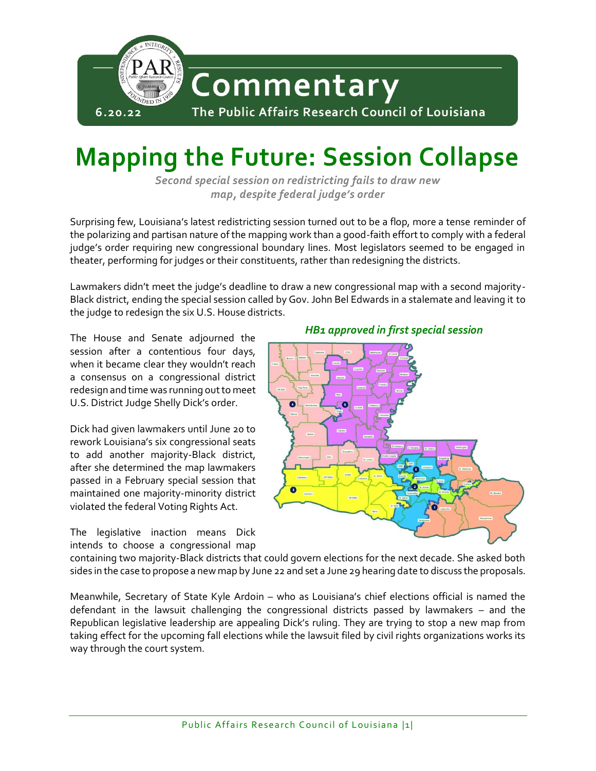# Commentary

**6.20.22** The Public Affairs Research Council of Louisiana

# Mapping the Future: Session Collapse

*Second special session on redistricting fails to draw new map, despite federal judge's order*

Surprising few, Louisiana's latest redistricting session turned out to be a flop, more a tense reminder of the polarizing and partisan nature of the mapping work than a good-faith effort to comply with a federal judge's order requiring new congressional boundary lines. Most legislators seemed to be engaged in theater, performing for judges or their constituents, rather than redesigning the districts.

Lawmakers didn't meet the judge's deadline to draw a new congressional map with a second majority-Black district, ending the special session called by Gov. John Bel Edwards in a stalemate and leaving it to the judge to redesign the six U.S. House districts.

The House and Senate adjourned the session after a contentious four days, when it became clear they wouldn't reach a consensus on a congressional district redesign and time was running out to meet U.S. District Judge Shelly Dick's order.

Dick had given lawmakers until June 20 to rework Louisiana's six congressional seats to add another majority-Black district, after she determined the map lawmakers passed in a February special session that maintained one majority-minority district violated the federal Voting Rights Act.

*HB1 approved in first special session*

The legislative inaction means Dick intends to choose a congressional map containing two majority-Black districts that could govern elections for the next decade. She asked both sides in the case to propose a new map by June 22 and set a June 29 hearing date to discuss the proposals.

Meanwhile, Secretary of State Kyle Ardoin – who as Louisiana's chief elections official is named the defendant in the lawsuit challenging the congressional districts passed by lawmakers – and the Republican legislative leadership are appealing Dick's ruling. They are trying to stop a new map from taking effect for the upcoming fall elections while the lawsuit filed by civil rights organizations works its way through the court system.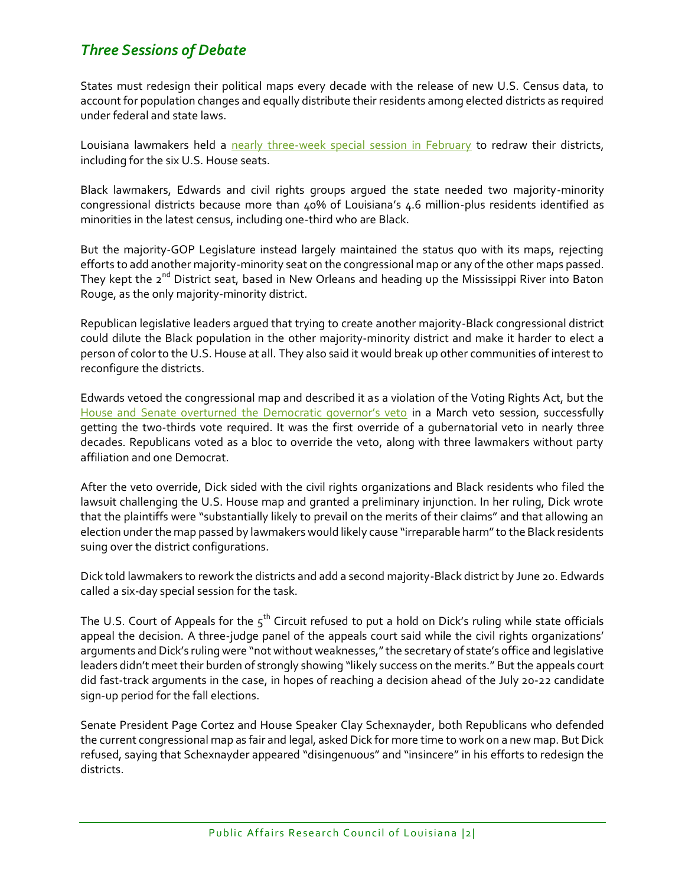## *Three Sessions of Debate*

States must redesign their political maps every decade with the release of new U.S. Census data, to account for population changes and equally distribute their residents among elected districts as required under federal and state laws.

Louisiana lawmakers held a nearly three-week special session in February to redraw their districts, including for the six U.S. House seats.

Black lawmakers, Edwards and civil rights groups argued the state needed two majority-minority congressional districts because more than 40% of Louisiana's 4.6 million-plus residents identified as minorities in the latest census, including one-third who are Black.

But the majority-GOP Legislature instead largely maintained the status quo with its maps, rejecting efforts to add another majority-minority seat on the congressional map or any of the other maps passed. They kept the 2nd District seat, based in New Orleans and heading up the Mississippi River into Baton Rouge, as the only majority-minority district.

Republican legislative leaders argued that trying to create another majority-Black congressional district could dilute the Black population in the other majority-minority district and make it harder to elect a person of color to the U.S. House at all. They also said it would break up other communities of interest to reconfigure the districts.

Edwards vetoed the congressional map and described it as a violation of the Voting Rights Act, but the House and Senate overturned the Democratic governor's veto in a March veto session, successfully getting the two-thirds vote required. It was the first override of a gubernatorial veto in nearly three decades. Republicans voted as a bloc to override the veto, along with three lawmakers without party affiliation and one Democrat.

After the veto override, Dick sided with the civil rights organizations and Black residents who filed the lawsuit challenging the U.S. House map and granted a preliminary injunction. In her ruling, Dick wrote that the plaintiffs were "substantially likely to prevail on the merits of their claims" and that allowing an election under the map passed by lawmakers would likely cause "irreparable harm" to the Black residents suing over the district configurations.

Dick told lawmakers to rework the districts and add a second majority-Black district by June 20. Edwards called a six-day special session for the task.

The U.S. Court of Appeals for the 5th Circuit refused to put a hold on Dick's ruling while state officials appeal the decision. A three-judge panel of the appeals court said while the civil rights organizations' arguments and Dick's ruling were "not without weaknesses," the secretary of state's office and legislative leaders didn't meet their burden of strongly showing "likely success on the merits." But the appeals court did fast-track arguments in the case, in hopes of reaching a decision ahead of the July 20-22 candidate sign-up period for the fall elections.

Senate President Page Cortez and House Speaker Clay Schexnayder, both Republicans who defended the current congressional map as fair and legal, asked Dick for more time to work on a new map. But Dick refused, saying that Schexnayder appeared "disingenuous" and "insincere" in his efforts to redesign the districts.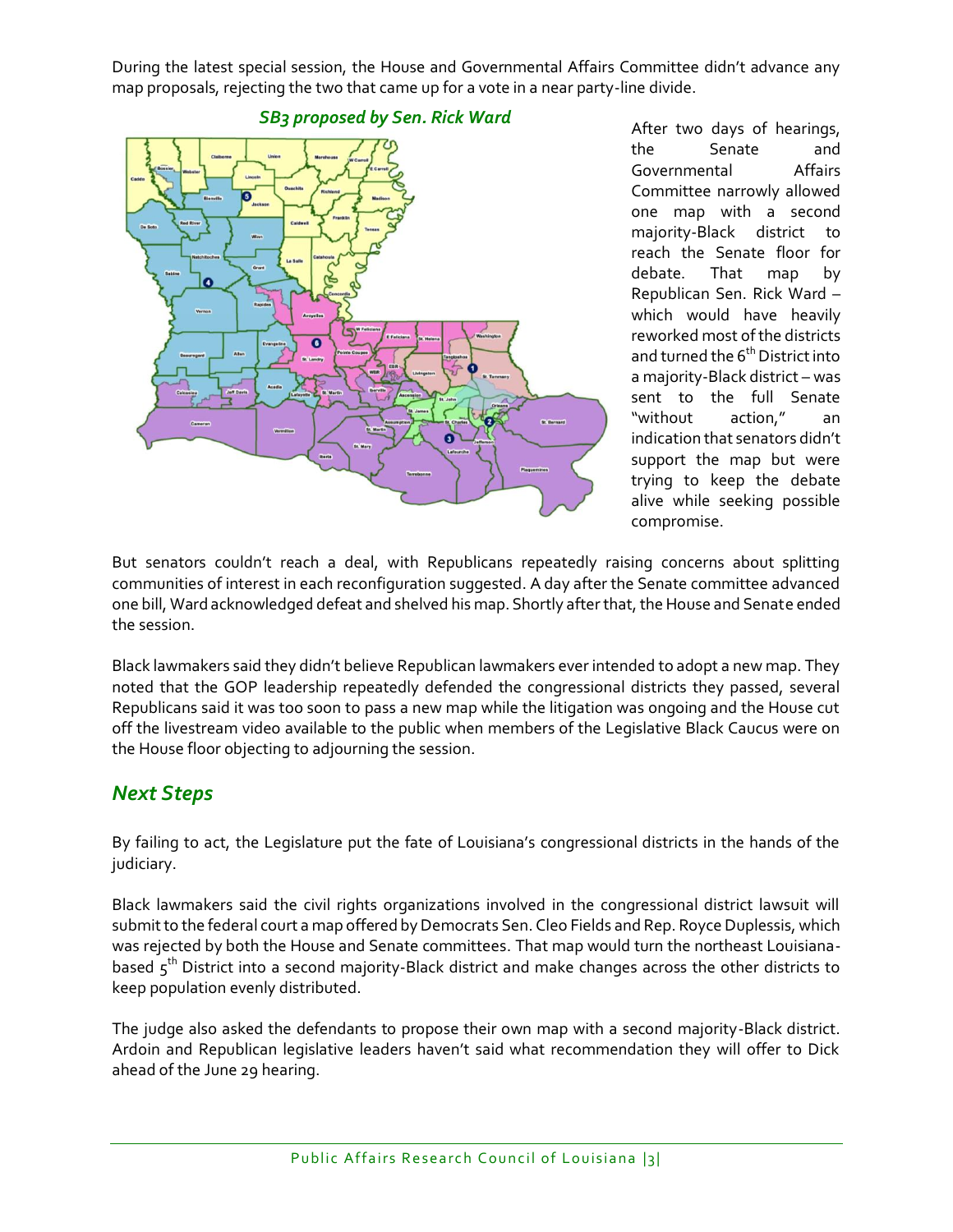During the latest special session, the House and Governmental Affairs Committee didn't advance any map proposals, rejecting the two that came up for a vote in a near party-line divide.

***SB3 proposed by Sen. Rick Ward***

After two days of hearings, the Senate and Governmental Affairs Committee narrowly allowed one map with a second majority-Black district to reach the Senate floor for debate. That map by Republican Sen. Rick Ward – which would have heavily reworked most of the districts and turned the 6th District into a majority-Black district – was sent to the full Senate "without action," an indication that senators didn't support the map but were trying to keep the debate alive while seeking possible compromise.

But senators couldn't reach a deal, with Republicans repeatedly raising concerns about splitting communities of interest in each reconfiguration suggested. A day after the Senate committee advanced one bill, Ward acknowledged defeat and shelved his map. Shortly after that, the House and Senate ended the session.

Black lawmakers said they didn't believe Republican lawmakers ever intended to adopt a new map. They noted that the GOP leadership repeatedly defended the congressional districts they passed, several Republicans said it was too soon to pass a new map while the litigation was ongoing and the House cut off the livestream video available to the public when members of the Legislative Black Caucus were on the House floor objecting to adjourning the session.

## *Next Steps*

By failing to act, the Legislature put the fate of Louisiana's congressional districts in the hands of the judiciary.

Black lawmakers said the civil rights organizations involved in the congressional district lawsuit will submit to the federal court a map offered by Democrats Sen. Cleo Fields and Rep. Royce Duplessis, which was rejected by both the House and Senate committees. That map would turn the northeast Louisiana-based 5th District into a second majority-Black district and make changes across the other districts to keep population evenly distributed.

The judge also asked the defendants to propose their own map with a second majority-Black district. Ardoin and Republican legislative leaders haven't said what recommendation they will offer to Dick ahead of the June 29 hearing.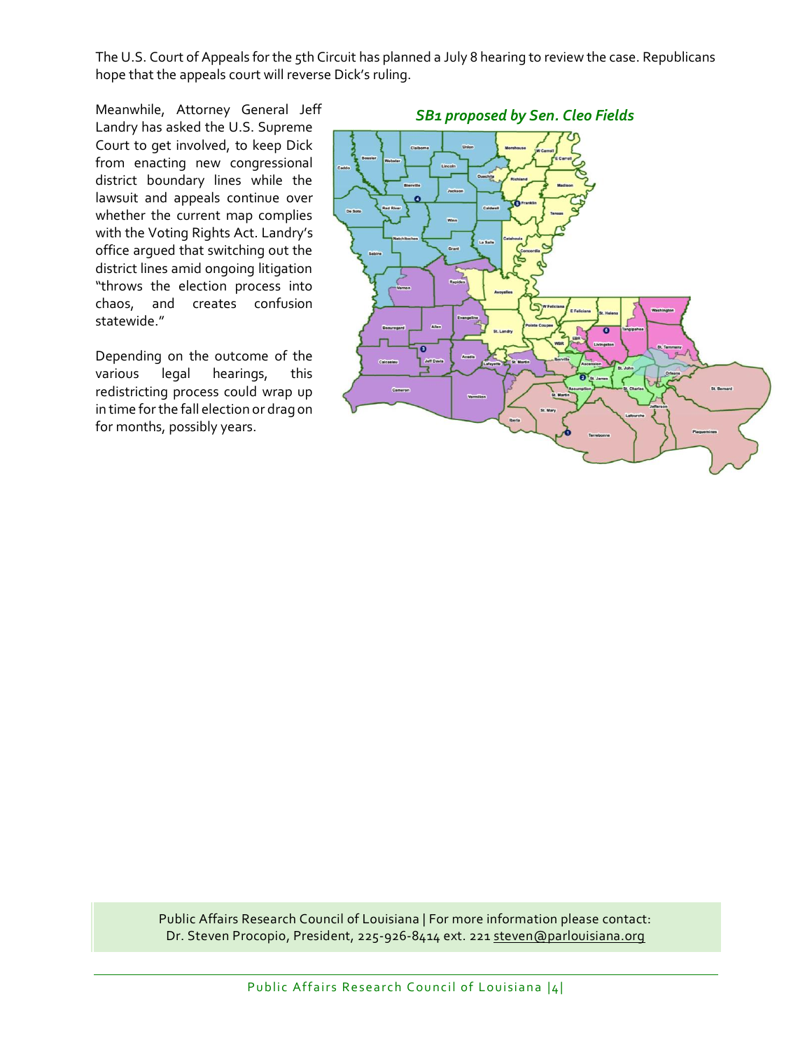The U.S. Court of Appeals for the 5th Circuit has planned a July 8 hearing to review the case. Republicans hope that the appeals court will reverse Dick's ruling.

Meanwhile, Attorney General Jeff Landry has asked the U.S. Supreme Court to get involved, to keep Dick from enacting new congressional district boundary lines while the lawsuit and appeals continue over whether the current map complies with the Voting Rights Act. Landry's office argued that switching out the district lines amid ongoing litigation "throws the election process into chaos, and creates confusion statewide."

Depending on the outcome of the various legal hearings, this redistricting process could wrap up in time for the fall election or drag on for months, possibly years.

*SB1 proposed by Sen. Cleo Fields*

Public Affairs Research Council of Louisiana | For more information please contact:
Dr. Steven Procopio, President, 225-926-8414 ext. 221 steven@parlouisiana.org